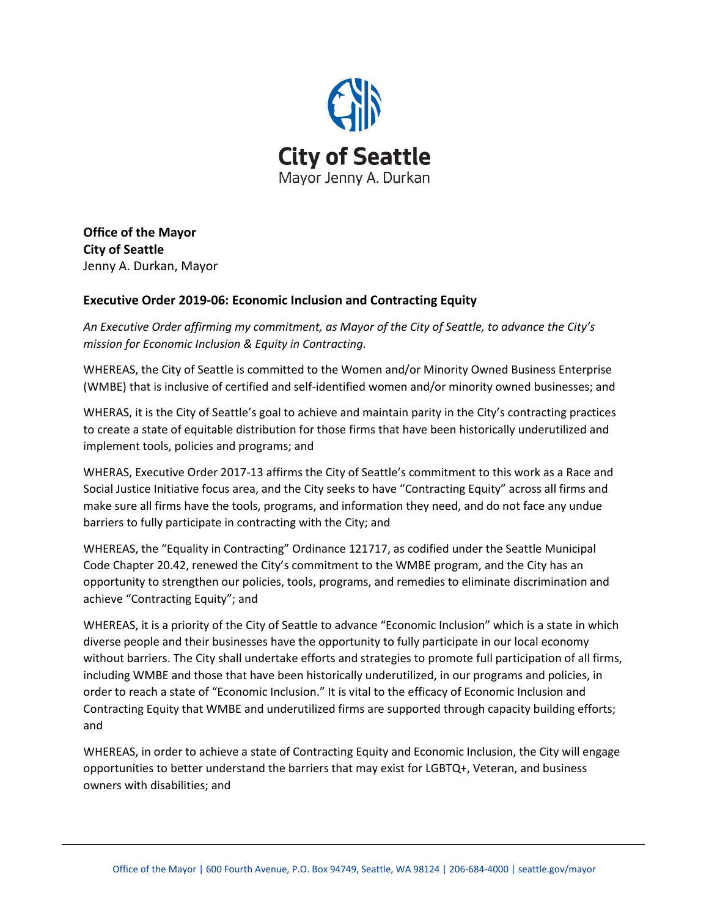City of Seattle
Mayor Jenny A. Durkan

**Office of the Mayor**
**City of Seattle**
Jenny A. Durkan, Mayor

### Executive Order 2019-06: Economic Inclusion and Contracting Equity

*An Executive Order affirming my commitment, as Mayor of the City of Seattle, to advance the City's mission for Economic Inclusion & Equity in Contracting.*

WHEREAS, the City of Seattle is committed to the Women and/or Minority Owned Business Enterprise (WMBE) that is inclusive of certified and self-identified women and/or minority owned businesses; and

WHERAS, it is the City of Seattle's goal to achieve and maintain parity in the City's contracting practices to create a state of equitable distribution for those firms that have been historically underutilized and implement tools, policies and programs; and

WHERAS, Executive Order 2017-13 affirms the City of Seattle's commitment to this work as a Race and Social Justice Initiative focus area, and the City seeks to have "Contracting Equity" across all firms and make sure all firms have the tools, programs, and information they need, and do not face any undue barriers to fully participate in contracting with the City; and

WHEREAS, the "Equality in Contracting" Ordinance 121717, as codified under the Seattle Municipal Code Chapter 20.42, renewed the City's commitment to the WMBE program, and the City has an opportunity to strengthen our policies, tools, programs, and remedies to eliminate discrimination and achieve "Contracting Equity"; and

WHEREAS, it is a priority of the City of Seattle to advance "Economic Inclusion" which is a state in which diverse people and their businesses have the opportunity to fully participate in our local economy without barriers. The City shall undertake efforts and strategies to promote full participation of all firms, including WMBE and those that have been historically underutilized, in our programs and policies, in order to reach a state of "Economic Inclusion." It is vital to the efficacy of Economic Inclusion and Contracting Equity that WMBE and underutilized firms are supported through capacity building efforts; and

WHEREAS, in order to achieve a state of Contracting Equity and Economic Inclusion, the City will engage opportunities to better understand the barriers that may exist for LGBTQ+, Veteran, and business owners with disabilities; and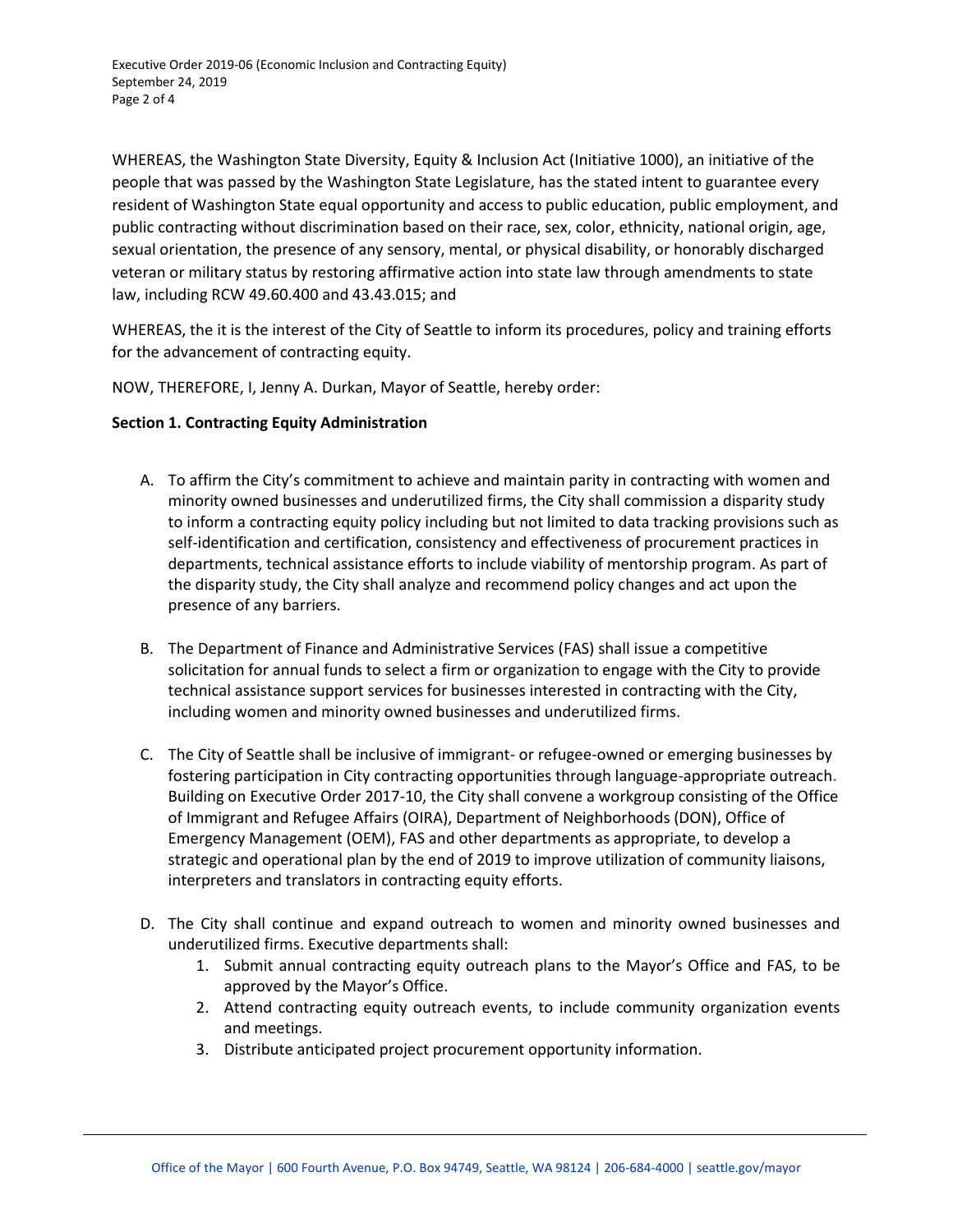WHEREAS, the Washington State Diversity, Equity & Inclusion Act (Initiative 1000), an initiative of the people that was passed by the Washington State Legislature, has the stated intent to guarantee every resident of Washington State equal opportunity and access to public education, public employment, and public contracting without discrimination based on their race, sex, color, ethnicity, national origin, age, sexual orientation, the presence of any sensory, mental, or physical disability, or honorably discharged veteran or military status by restoring affirmative action into state law through amendments to state law, including RCW 49.60.400 and 43.43.015; and

WHEREAS, the it is the interest of the City of Seattle to inform its procedures, policy and training efforts for the advancement of contracting equity.

NOW, THEREFORE, I, Jenny A. Durkan, Mayor of Seattle, hereby order:

**Section 1. Contracting Equity Administration**

A. To affirm the City's commitment to achieve and maintain parity in contracting with women and minority owned businesses and underutilized firms, the City shall commission a disparity study to inform a contracting equity policy including but not limited to data tracking provisions such as self-identification and certification, consistency and effectiveness of procurement practices in departments, technical assistance efforts to include viability of mentorship program. As part of the disparity study, the City shall analyze and recommend policy changes and act upon the presence of any barriers.

B. The Department of Finance and Administrative Services (FAS) shall issue a competitive solicitation for annual funds to select a firm or organization to engage with the City to provide technical assistance support services for businesses interested in contracting with the City, including women and minority owned businesses and underutilized firms.

C. The City of Seattle shall be inclusive of immigrant- or refugee-owned or emerging businesses by fostering participation in City contracting opportunities through language-appropriate outreach. Building on Executive Order 2017-10, the City shall convene a workgroup consisting of the Office of Immigrant and Refugee Affairs (OIRA), Department of Neighborhoods (DON), Office of Emergency Management (OEM), FAS and other departments as appropriate, to develop a strategic and operational plan by the end of 2019 to improve utilization of community liaisons, interpreters and translators in contracting equity efforts.

D. The City shall continue and expand outreach to women and minority owned businesses and underutilized firms. Executive departments shall:
   1. Submit annual contracting equity outreach plans to the Mayor's Office and FAS, to be approved by the Mayor's Office.
   2. Attend contracting equity outreach events, to include community organization events and meetings.
   3. Distribute anticipated project procurement opportunity information.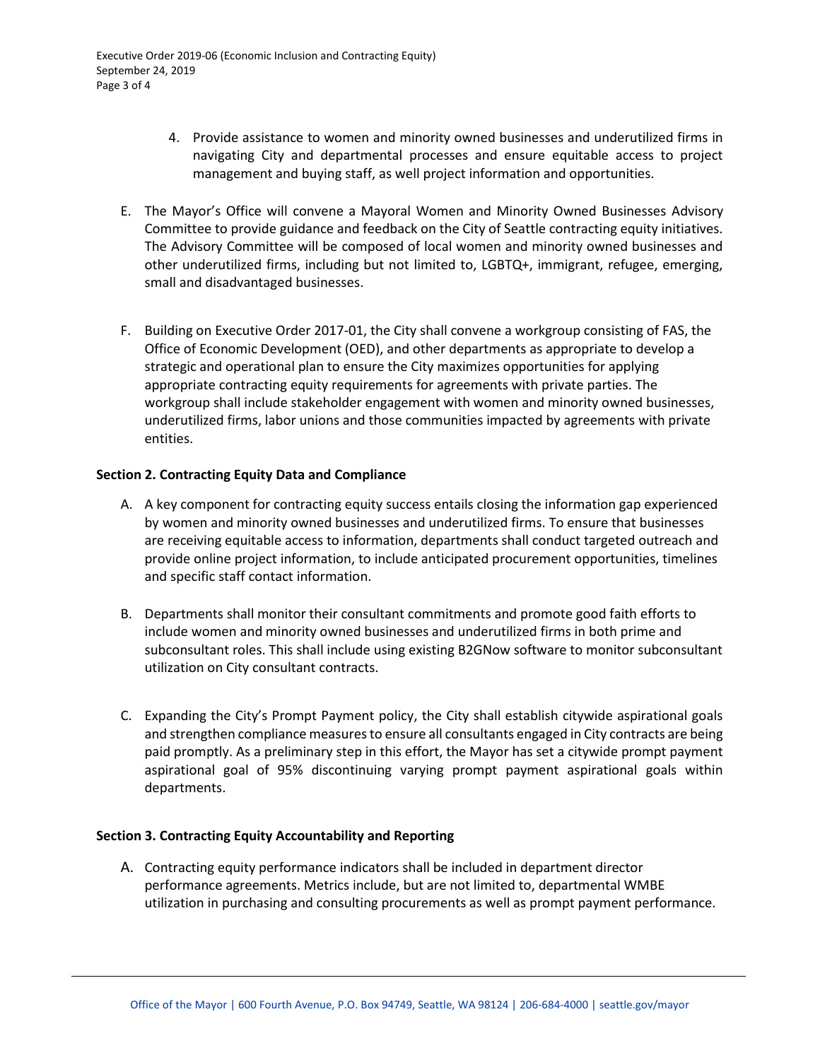4. Provide assistance to women and minority owned businesses and underutilized firms in navigating City and departmental processes and ensure equitable access to project management and buying staff, as well project information and opportunities.

E. The Mayor's Office will convene a Mayoral Women and Minority Owned Businesses Advisory Committee to provide guidance and feedback on the City of Seattle contracting equity initiatives. The Advisory Committee will be composed of local women and minority owned businesses and other underutilized firms, including but not limited to, LGBTQ+, immigrant, refugee, emerging, small and disadvantaged businesses.

F. Building on Executive Order 2017-01, the City shall convene a workgroup consisting of FAS, the Office of Economic Development (OED), and other departments as appropriate to develop a strategic and operational plan to ensure the City maximizes opportunities for applying appropriate contracting equity requirements for agreements with private parties. The workgroup shall include stakeholder engagement with women and minority owned businesses, underutilized firms, labor unions and those communities impacted by agreements with private entities.

**Section 2. Contracting Equity Data and Compliance**

A. A key component for contracting equity success entails closing the information gap experienced by women and minority owned businesses and underutilized firms. To ensure that businesses are receiving equitable access to information, departments shall conduct targeted outreach and provide online project information, to include anticipated procurement opportunities, timelines and specific staff contact information.

B. Departments shall monitor their consultant commitments and promote good faith efforts to include women and minority owned businesses and underutilized firms in both prime and subconsultant roles. This shall include using existing B2GNow software to monitor subconsultant utilization on City consultant contracts.

C. Expanding the City's Prompt Payment policy, the City shall establish citywide aspirational goals and strengthen compliance measures to ensure all consultants engaged in City contracts are being paid promptly. As a preliminary step in this effort, the Mayor has set a citywide prompt payment aspirational goal of 95% discontinuing varying prompt payment aspirational goals within departments.

**Section 3. Contracting Equity Accountability and Reporting**

A. Contracting equity performance indicators shall be included in department director performance agreements. Metrics include, but are not limited to, departmental WMBE utilization in purchasing and consulting procurements as well as prompt payment performance.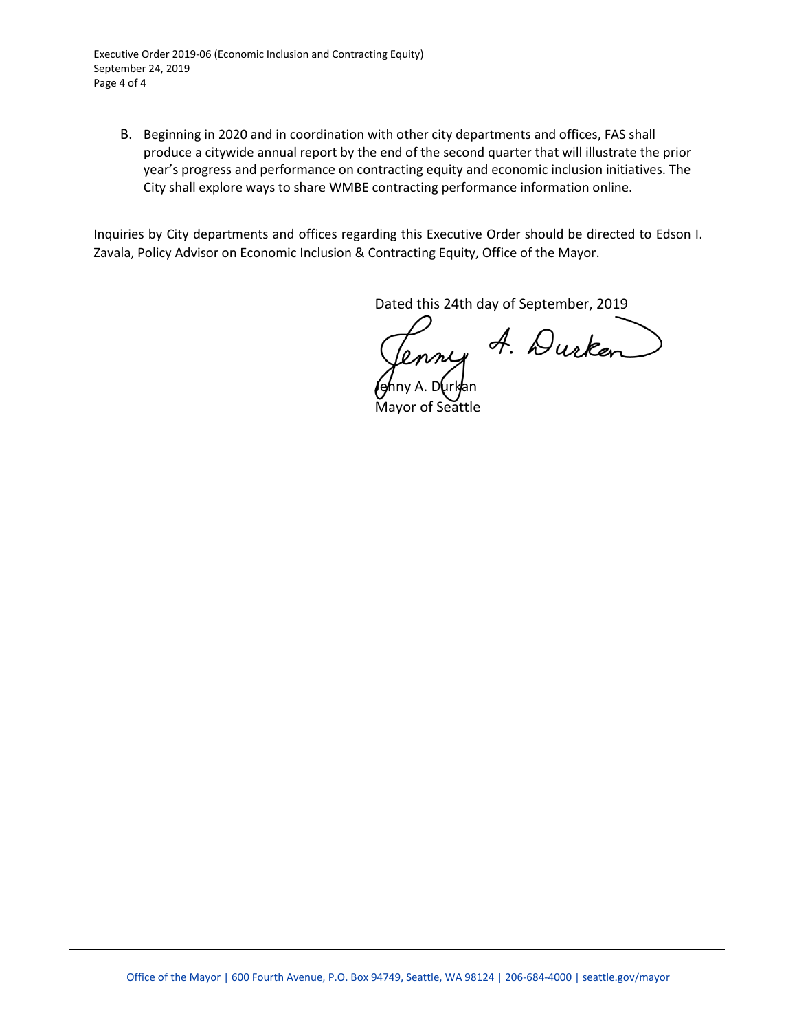B. Beginning in 2020 and in coordination with other city departments and offices, FAS shall produce a citywide annual report by the end of the second quarter that will illustrate the prior year's progress and performance on contracting equity and economic inclusion initiatives. The City shall explore ways to share WMBE contracting performance information online.

Inquiries by City departments and offices regarding this Executive Order should be directed to Edson I. Zavala, Policy Advisor on Economic Inclusion & Contracting Equity, Office of the Mayor.

Dated this 24th day of September, 2019

Jenny A. Durkan
Mayor of Seattle